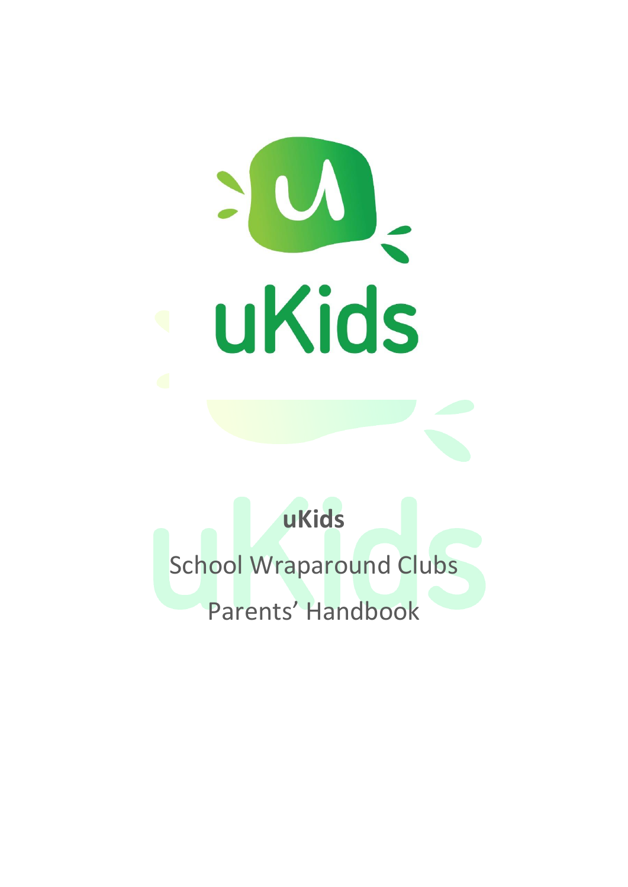# uKids

**uKids**

School Wraparound Clubs

Parents' Handbook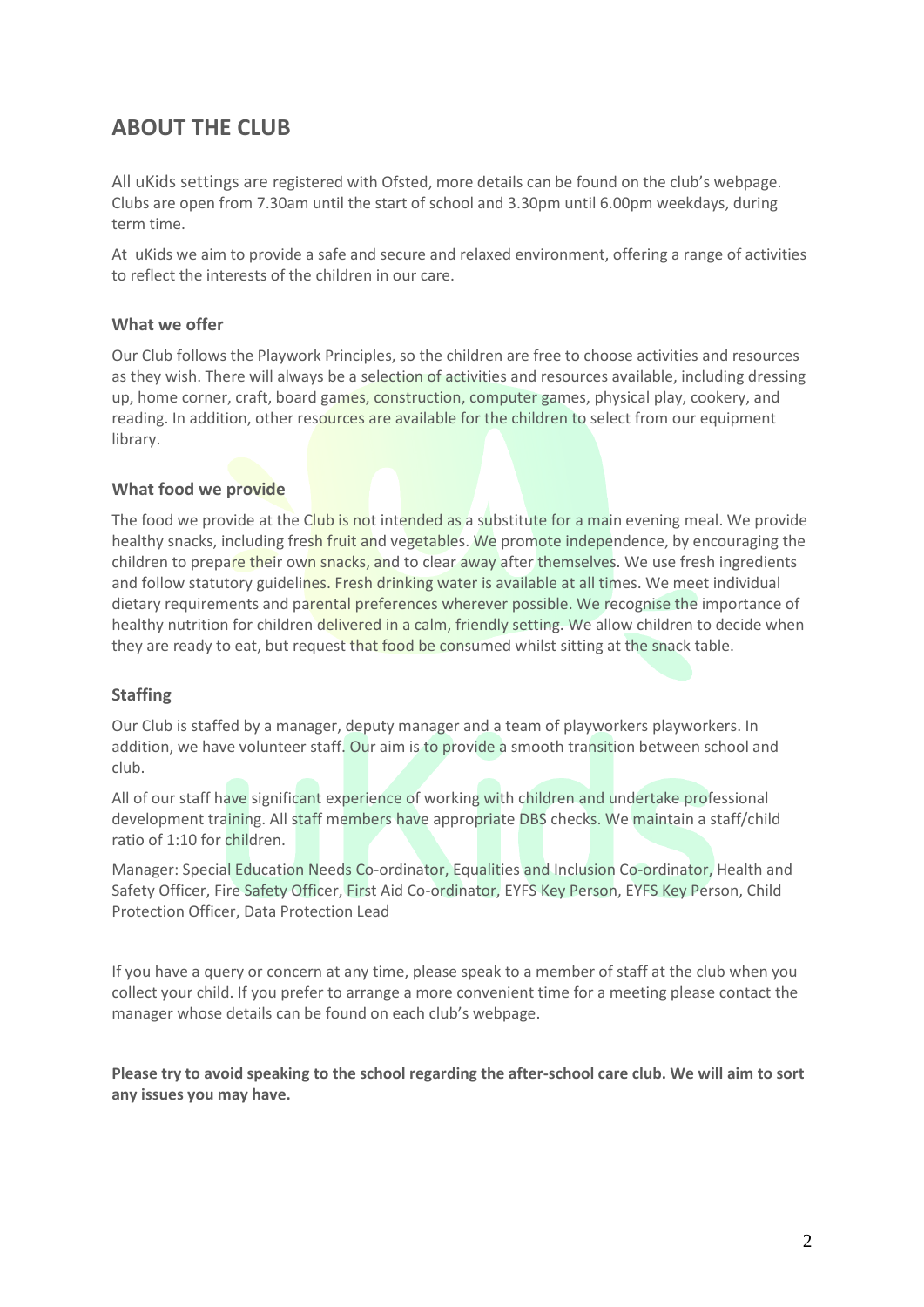## ABOUT THE CLUB

All uKids settings are registered with Ofsted, more details can be found on the club's webpage. Clubs are open from 7.30am until the start of school and 3.30pm until 6.00pm weekdays, during term time.

At uKids we aim to provide a safe and secure and relaxed environment, offering a range of activities to reflect the interests of the children in our care.

### What we offer

Our Club follows the Playwork Principles, so the children are free to choose activities and resources as they wish. There will always be a selection of activities and resources available, including dressing up, home corner, craft, board games, construction, computer games, physical play, cookery, and reading. In addition, other resources are available for the children to select from our equipment library.

### What food we provide

The food we provide at the Club is not intended as a substitute for a main evening meal. We provide healthy snacks, including fresh fruit and vegetables. We promote independence, by encouraging the children to prepare their own snacks, and to clear away after themselves. We use fresh ingredients and follow statutory guidelines. Fresh drinking water is available at all times. We meet individual dietary requirements and parental preferences wherever possible. We recognise the importance of healthy nutrition for children delivered in a calm, friendly setting. We allow children to decide when they are ready to eat, but request that food be consumed whilst sitting at the snack table.

### Staffing

Our Club is staffed by a manager, deputy manager and a team of playworkers playworkers. In addition, we have volunteer staff. Our aim is to provide a smooth transition between school and club.

All of our staff have significant experience of working with children and undertake professional development training. All staff members have appropriate DBS checks. We maintain a staff/child ratio of 1:10 for children.

Manager: Special Education Needs Co-ordinator, Equalities and Inclusion Co-ordinator, Health and Safety Officer, Fire Safety Officer, First Aid Co-ordinator, EYFS Key Person, EYFS Key Person, Child Protection Officer, Data Protection Lead

If you have a query or concern at any time, please speak to a member of staff at the club when you collect your child. If you prefer to arrange a more convenient time for a meeting please contact the manager whose details can be found on each club's webpage.

**Please try to avoid speaking to the school regarding the after-school care club. We will aim to sort any issues you may have.**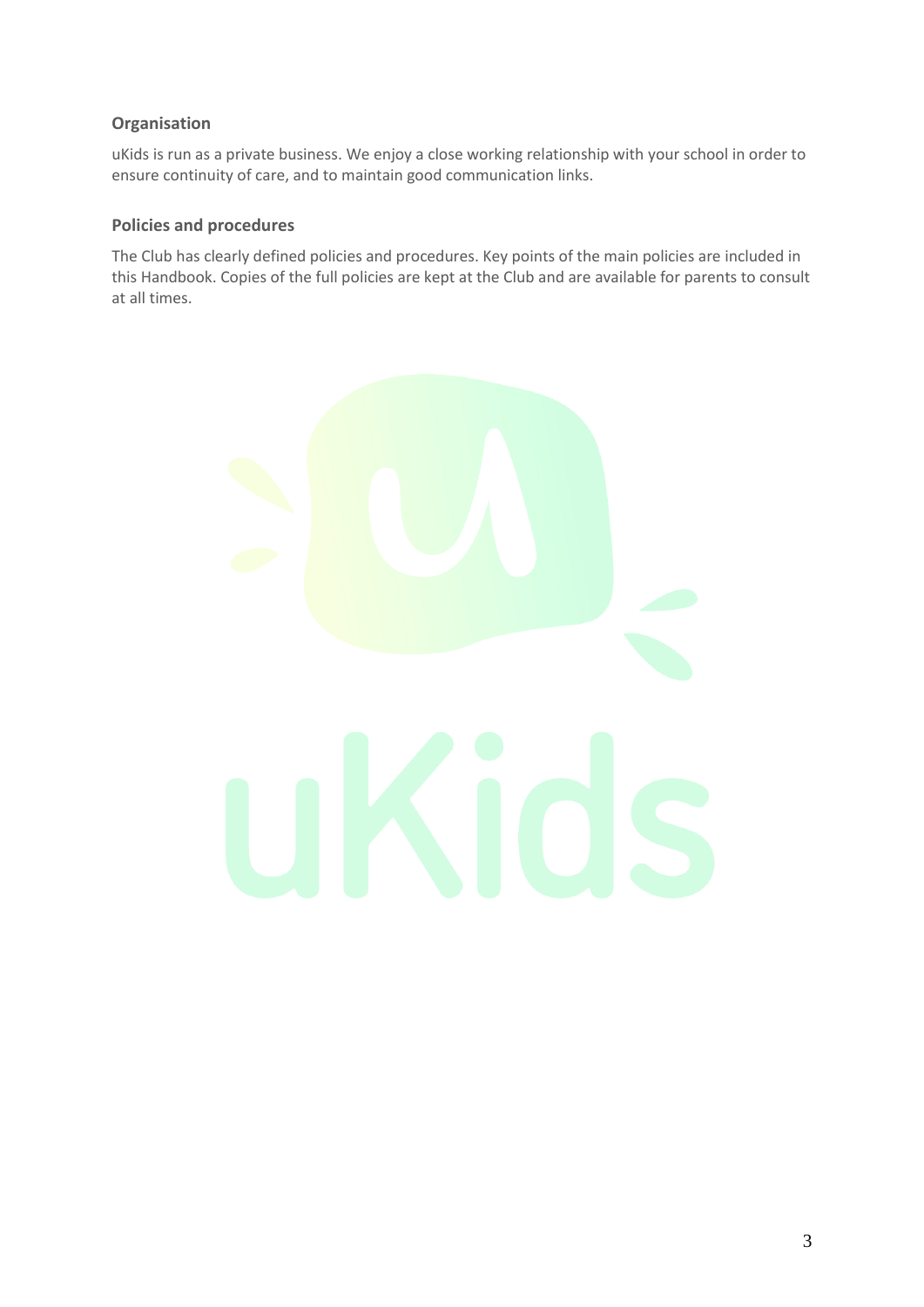### Organisation

uKids is run as a private business. We enjoy a close working relationship with your school in order to ensure continuity of care, and to maintain good communication links.

### Policies and procedures

The Club has clearly defined policies and procedures. Key points of the main policies are included in this Handbook. Copies of the full policies are kept at the Club and are available for parents to consult at all times.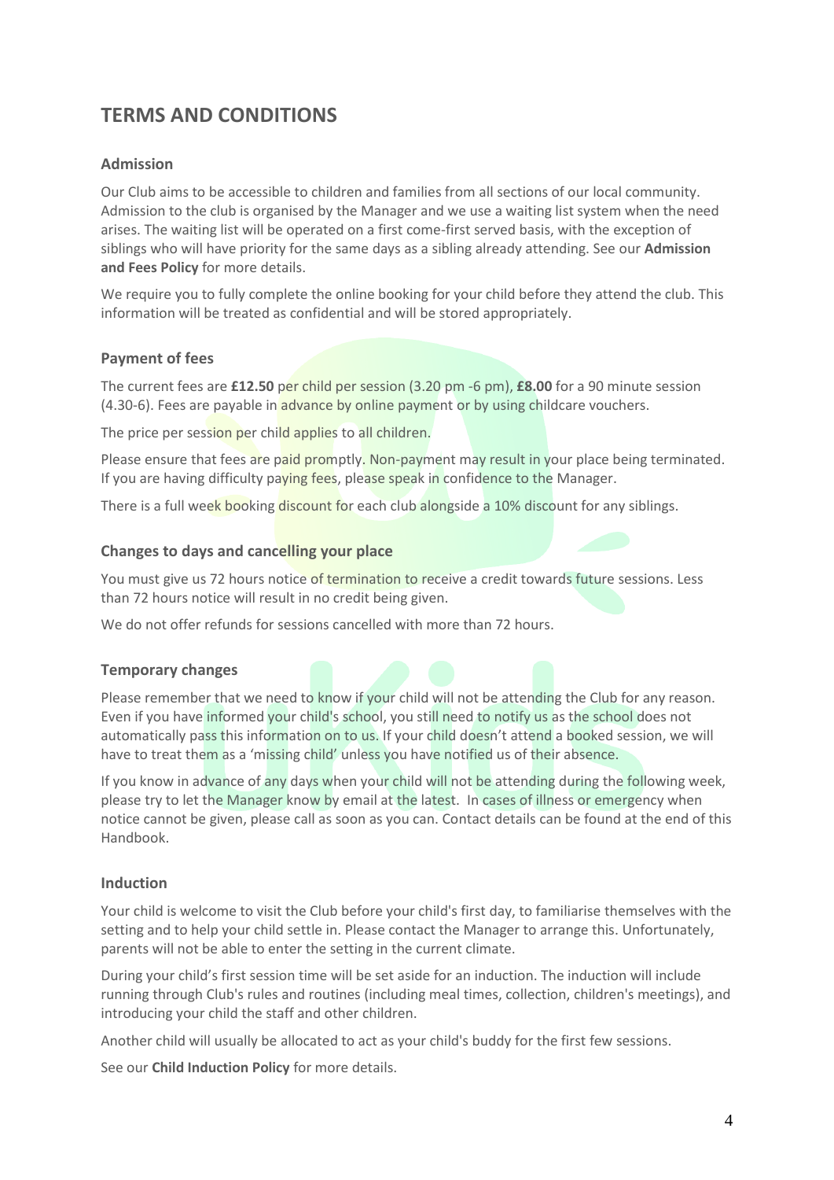## TERMS AND CONDITIONS

### Admission

Our Club aims to be accessible to children and families from all sections of our local community. Admission to the club is organised by the Manager and we use a waiting list system when the need arises. The waiting list will be operated on a first come-first served basis, with the exception of siblings who will have priority for the same days as a sibling already attending. See our **Admission and Fees Policy** for more details.

We require you to fully complete the online booking for your child before they attend the club. This information will be treated as confidential and will be stored appropriately.

### Payment of fees

The current fees are **£12.50** per child per session (3.20 pm -6 pm), **£8.00** for a 90 minute session (4.30-6). Fees are payable in advance by online payment or by using childcare vouchers.

The price per session per child applies to all children.

Please ensure that fees are paid promptly. Non-payment may result in your place being terminated. If you are having difficulty paying fees, please speak in confidence to the Manager.

There is a full week booking discount for each club alongside a 10% discount for any siblings.

### Changes to days and cancelling your place

You must give us 72 hours notice of termination to receive a credit towards future sessions. Less than 72 hours notice will result in no credit being given.

We do not offer refunds for sessions cancelled with more than 72 hours.

### Temporary changes

Please remember that we need to know if your child will not be attending the Club for any reason. Even if you have informed your child's school, you still need to notify us as the school does not automatically pass this information on to us. If your child doesn't attend a booked session, we will have to treat them as a 'missing child' unless you have notified us of their absence.

If you know in advance of any days when your child will not be attending during the following week, please try to let the Manager know by email at the latest. In cases of illness or emergency when notice cannot be given, please call as soon as you can. Contact details can be found at the end of this Handbook.

### Induction

Your child is welcome to visit the Club before your child's first day, to familiarise themselves with the setting and to help your child settle in. Please contact the Manager to arrange this. Unfortunately, parents will not be able to enter the setting in the current climate.

During your child's first session time will be set aside for an induction. The induction will include running through Club's rules and routines (including meal times, collection, children's meetings), and introducing your child the staff and other children.

Another child will usually be allocated to act as your child's buddy for the first few sessions.

See our **Child Induction Policy** for more details.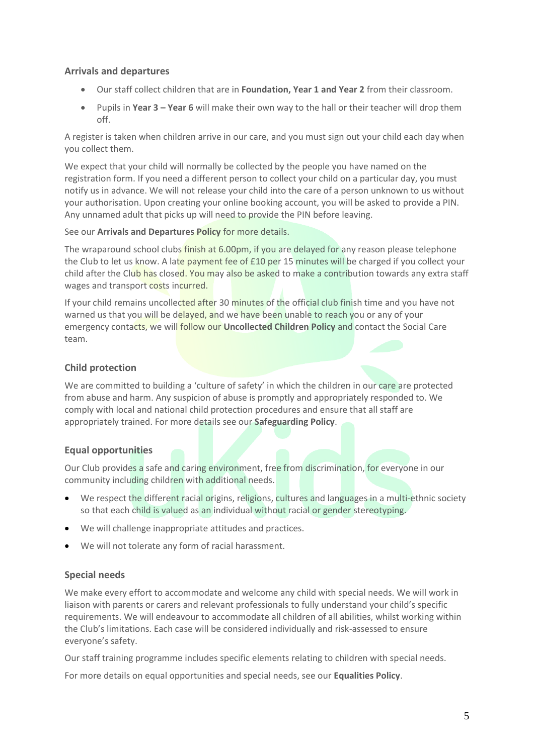## Arrivals and departures

- Our staff collect children that are in **Foundation, Year 1 and Year 2** from their classroom.
- Pupils in **Year 3 – Year 6** will make their own way to the hall or their teacher will drop them off.

A register is taken when children arrive in our care, and you must sign out your child each day when you collect them.

We expect that your child will normally be collected by the people you have named on the registration form. If you need a different person to collect your child on a particular day, you must notify us in advance. We will not release your child into the care of a person unknown to us without your authorisation. Upon creating your online booking account, you will be asked to provide a PIN. Any unnamed adult that picks up will need to provide the PIN before leaving.

See our **Arrivals and Departures Policy** for more details.

The wraparound school clubs finish at 6.00pm, if you are delayed for any reason please telephone the Club to let us know. A late payment fee of £10 per 15 minutes will be charged if you collect your child after the Club has closed. You may also be asked to make a contribution towards any extra staff wages and transport costs incurred.

If your child remains uncollected after 30 minutes of the official club finish time and you have not warned us that you will be delayed, and we have been unable to reach you or any of your emergency contacts, we will follow our **Uncollected Children Policy** and contact the Social Care team.

## Child protection

We are committed to building a 'culture of safety' in which the children in our care are protected from abuse and harm. Any suspicion of abuse is promptly and appropriately responded to. We comply with local and national child protection procedures and ensure that all staff are appropriately trained. For more details see our **Safeguarding Policy**.

## Equal opportunities

Our Club provides a safe and caring environment, free from discrimination, for everyone in our community including children with additional needs.

- We respect the different racial origins, religions, cultures and languages in a multi-ethnic society so that each child is valued as an individual without racial or gender stereotyping.
- We will challenge inappropriate attitudes and practices.
- We will not tolerate any form of racial harassment.

## Special needs

We make every effort to accommodate and welcome any child with special needs. We will work in liaison with parents or carers and relevant professionals to fully understand your child's specific requirements. We will endeavour to accommodate all children of all abilities, whilst working within the Club's limitations. Each case will be considered individually and risk-assessed to ensure everyone's safety.

Our staff training programme includes specific elements relating to children with special needs.

For more details on equal opportunities and special needs, see our **Equalities Policy**.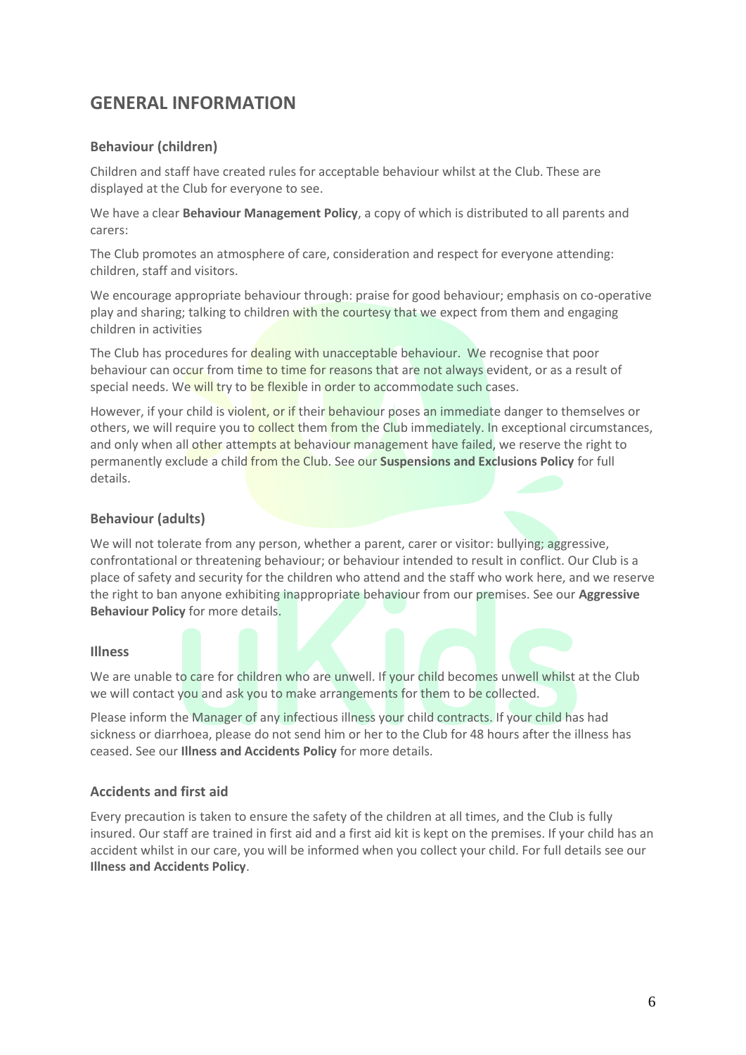## GENERAL INFORMATION

### Behaviour (children)

Children and staff have created rules for acceptable behaviour whilst at the Club. These are displayed at the Club for everyone to see.

We have a clear **Behaviour Management Policy**, a copy of which is distributed to all parents and carers:

The Club promotes an atmosphere of care, consideration and respect for everyone attending: children, staff and visitors.

We encourage appropriate behaviour through: praise for good behaviour; emphasis on co-operative play and sharing; talking to children with the courtesy that we expect from them and engaging children in activities

The Club has procedures for dealing with unacceptable behaviour. We recognise that poor behaviour can occur from time to time for reasons that are not always evident, or as a result of special needs. We will try to be flexible in order to accommodate such cases.

However, if your child is violent, or if their behaviour poses an immediate danger to themselves or others, we will require you to collect them from the Club immediately. In exceptional circumstances, and only when all other attempts at behaviour management have failed, we reserve the right to permanently exclude a child from the Club. See our **Suspensions and Exclusions Policy** for full details.

### Behaviour (adults)

We will not tolerate from any person, whether a parent, carer or visitor: bullying; aggressive, confrontational or threatening behaviour; or behaviour intended to result in conflict. Our Club is a place of safety and security for the children who attend and the staff who work here, and we reserve the right to ban anyone exhibiting inappropriate behaviour from our premises. See our **Aggressive Behaviour Policy** for more details.

### Illness

We are unable to care for children who are unwell. If your child becomes unwell whilst at the Club we will contact you and ask you to make arrangements for them to be collected.

Please inform the Manager of any infectious illness your child contracts. If your child has had sickness or diarrhoea, please do not send him or her to the Club for 48 hours after the illness has ceased. See our **Illness and Accidents Policy** for more details.

### Accidents and first aid

Every precaution is taken to ensure the safety of the children at all times, and the Club is fully insured. Our staff are trained in first aid and a first aid kit is kept on the premises. If your child has an accident whilst in our care, you will be informed when you collect your child. For full details see our **Illness and Accidents Policy**.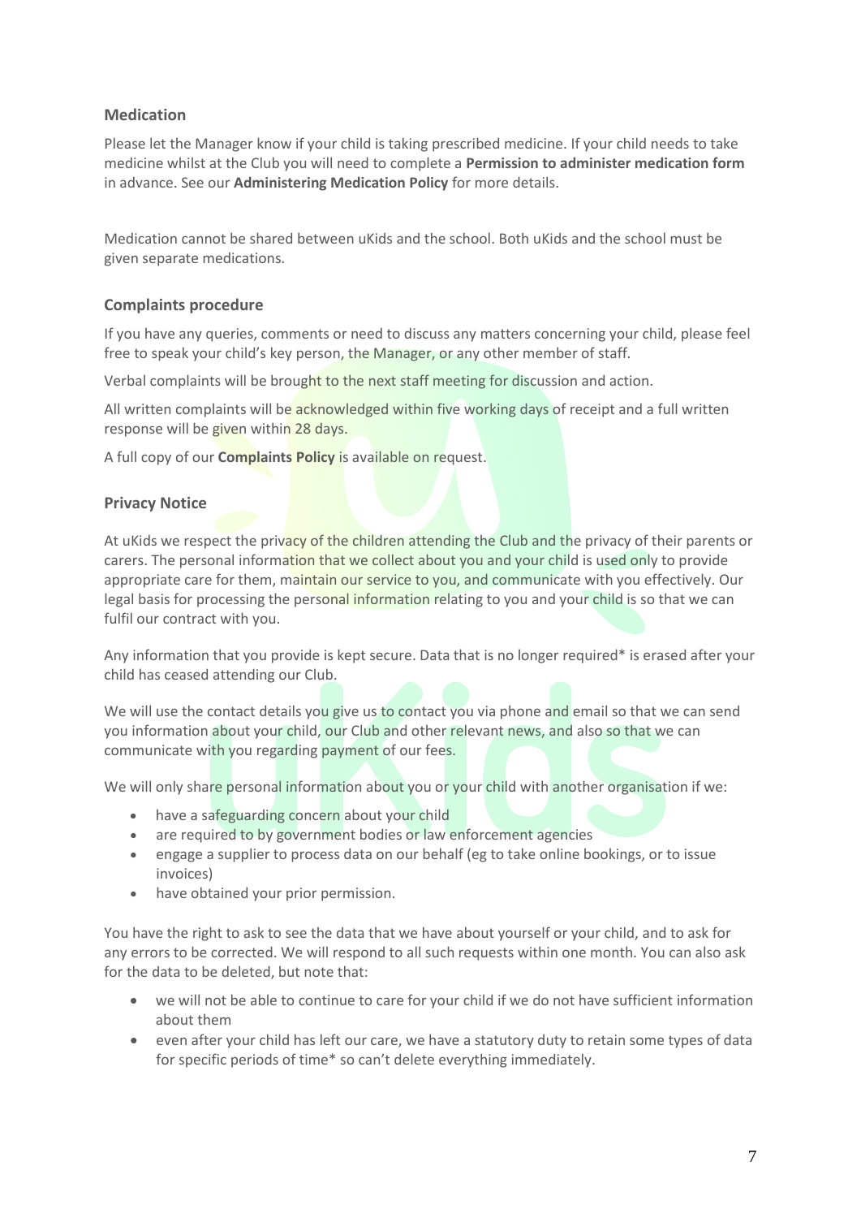### Medication

Please let the Manager know if your child is taking prescribed medicine. If your child needs to take medicine whilst at the Club you will need to complete a **Permission to administer medication form** in advance. See our **Administering Medication Policy** for more details.

Medication cannot be shared between uKids and the school. Both uKids and the school must be given separate medications.

### Complaints procedure

If you have any queries, comments or need to discuss any matters concerning your child, please feel free to speak your child's key person, the Manager, or any other member of staff.

Verbal complaints will be brought to the next staff meeting for discussion and action.

All written complaints will be acknowledged within five working days of receipt and a full written response will be given within 28 days.

A full copy of our **Complaints Policy** is available on request.

### Privacy Notice

At uKids we respect the privacy of the children attending the Club and the privacy of their parents or carers. The personal information that we collect about you and your child is used only to provide appropriate care for them, maintain our service to you, and communicate with you effectively. Our legal basis for processing the personal information relating to you and your child is so that we can fulfil our contract with you.

Any information that you provide is kept secure. Data that is no longer required* is erased after your child has ceased attending our Club.

We will use the contact details you give us to contact you via phone and email so that we can send you information about your child, our Club and other relevant news, and also so that we can communicate with you regarding payment of our fees.

We will only share personal information about you or your child with another organisation if we:

- have a safeguarding concern about your child
- are required to by government bodies or law enforcement agencies
- engage a supplier to process data on our behalf (eg to take online bookings, or to issue invoices)
- have obtained your prior permission.

You have the right to ask to see the data that we have about yourself or your child, and to ask for any errors to be corrected. We will respond to all such requests within one month. You can also ask for the data to be deleted, but note that:

- we will not be able to continue to care for your child if we do not have sufficient information about them
- even after your child has left our care, we have a statutory duty to retain some types of data for specific periods of time* so can't delete everything immediately.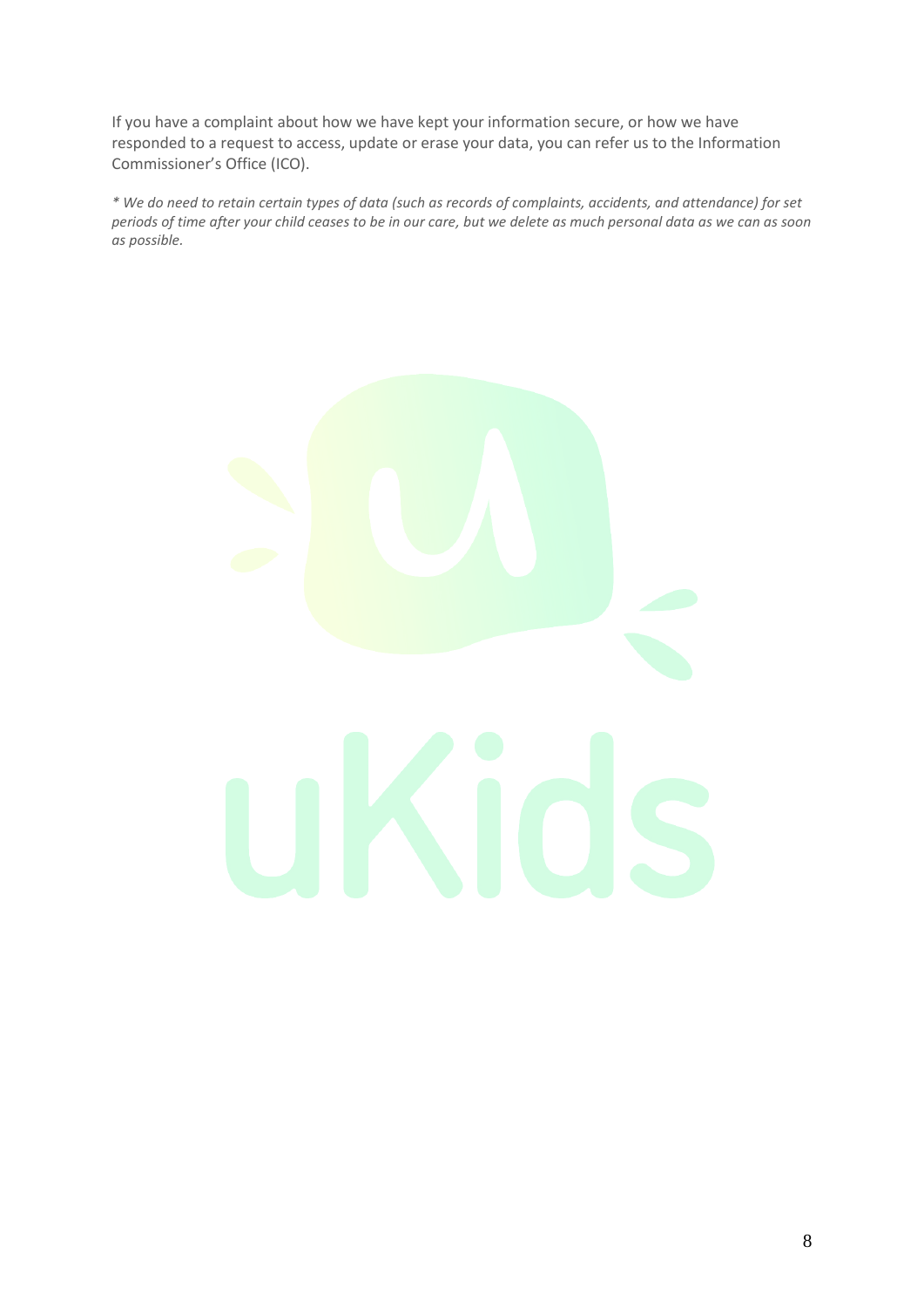If you have a complaint about how we have kept your information secure, or how we have responded to a request to access, update or erase your data, you can refer us to the Information Commissioner's Office (ICO).

*\* We do need to retain certain types of data (such as records of complaints, accidents, and attendance) for set periods of time after your child ceases to be in our care, but we delete as much personal data as we can as soon as possible.*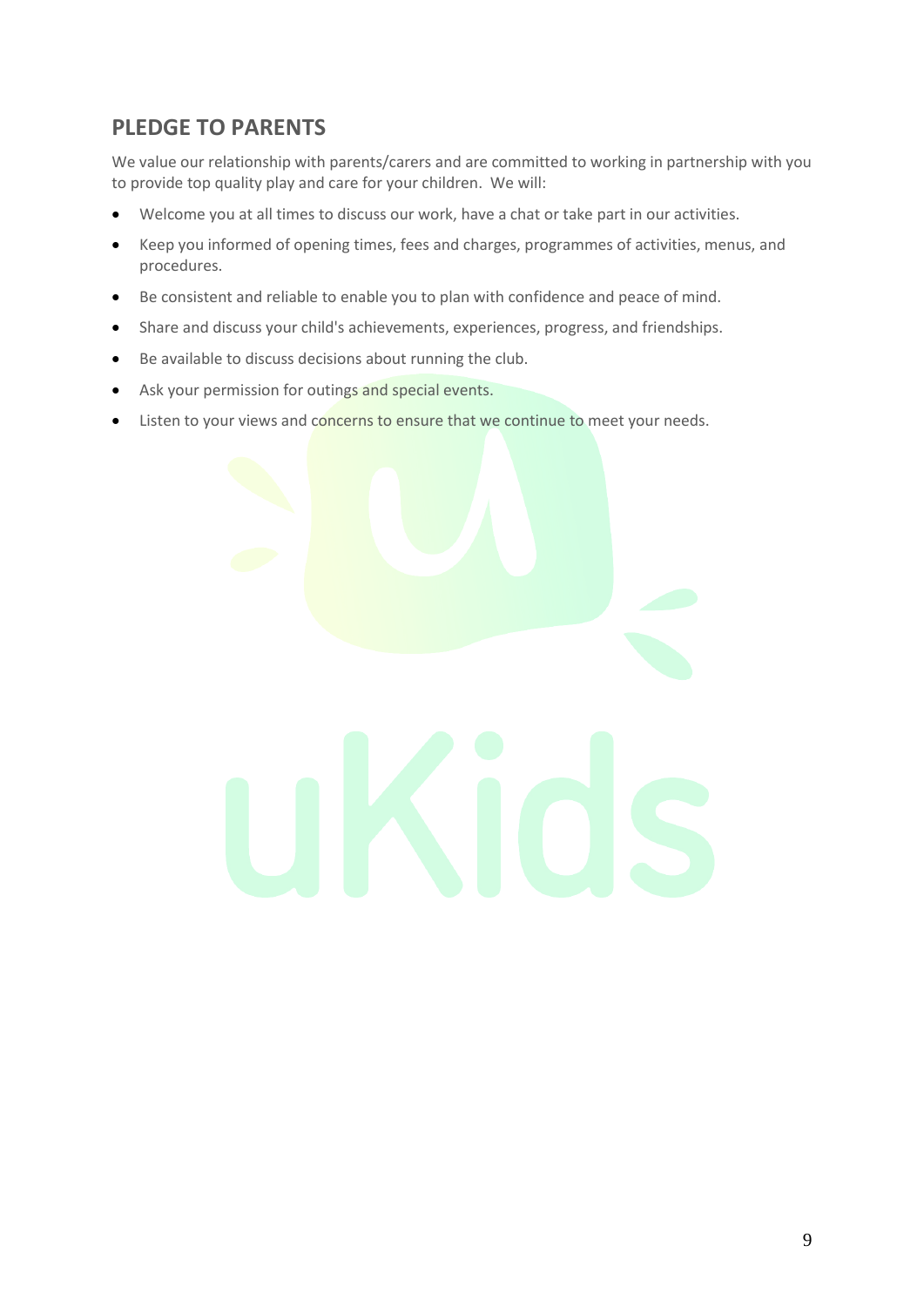## PLEDGE TO PARENTS

We value our relationship with parents/carers and are committed to working in partnership with you to provide top quality play and care for your children. We will:

- Welcome you at all times to discuss our work, have a chat or take part in our activities.
- Keep you informed of opening times, fees and charges, programmes of activities, menus, and procedures.
- Be consistent and reliable to enable you to plan with confidence and peace of mind.
- Share and discuss your child's achievements, experiences, progress, and friendships.
- Be available to discuss decisions about running the club.
- Ask your permission for outings and special events.
- Listen to your views and concerns to ensure that we continue to meet your needs.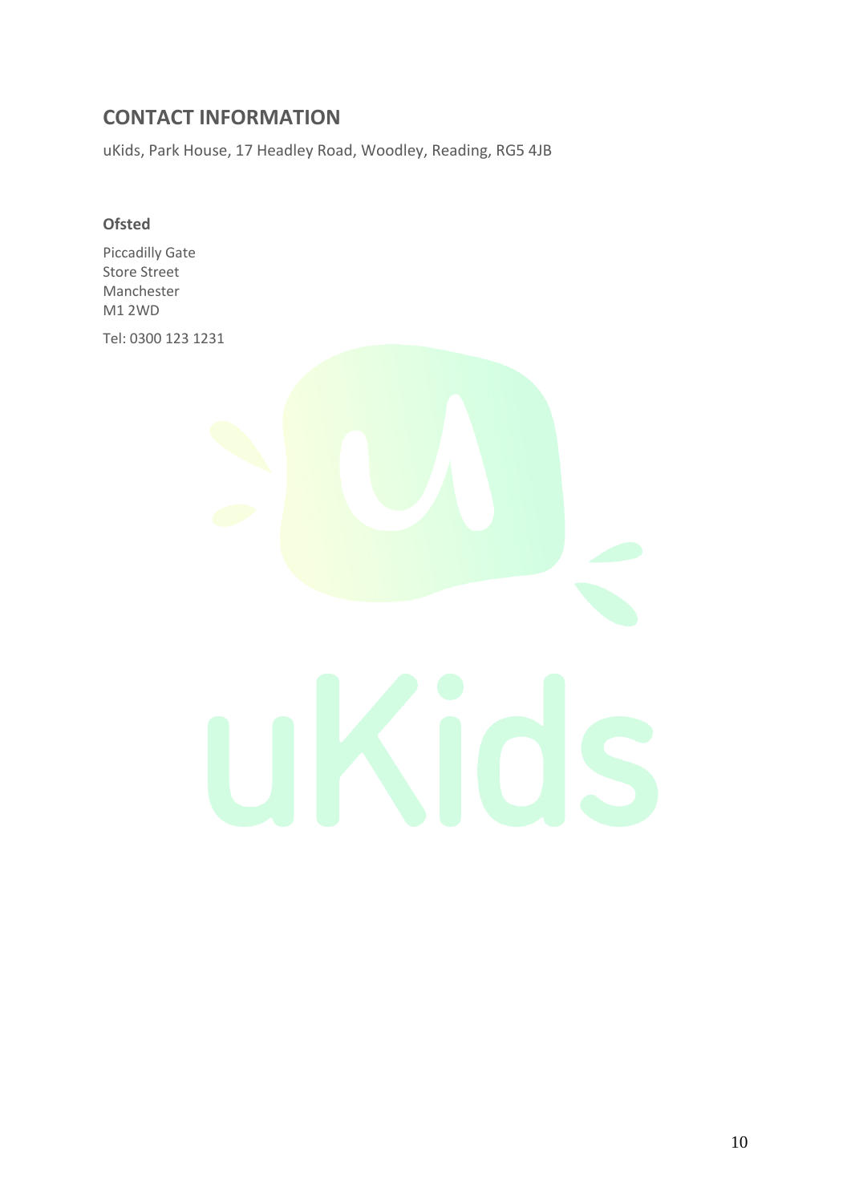## CONTACT INFORMATION

uKids, Park House, 17 Headley Road, Woodley, Reading, RG5 4JB

**Ofsted**

Piccadilly Gate
Store Street
Manchester
M1 2WD

Tel: 0300 123 1231